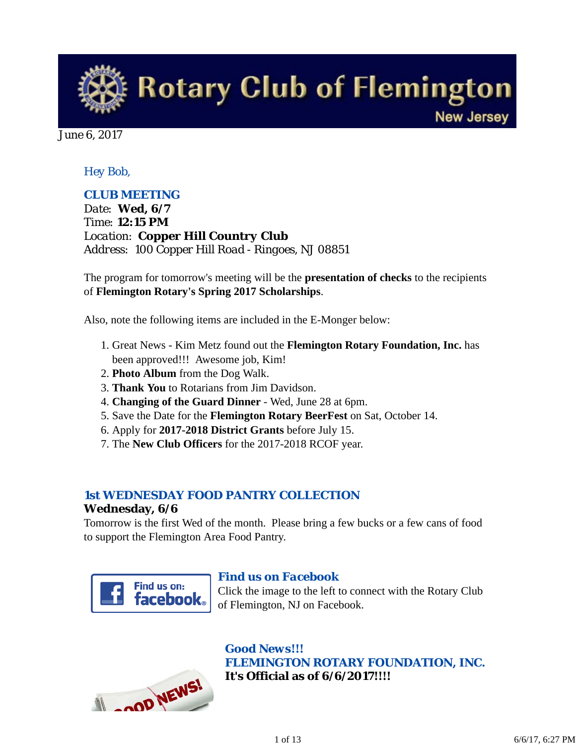# Rotary Club of Flemington New Jersey

June 6, 2017

*Hey Bob,*

### CLUB MEETING

Date: **Wed, 6/7**
Time: **12:15 PM**
Location: **Copper Hill Country Club**
Address: 100 Copper Hill Road - Ringoes, NJ 08851

The program for tomorrow's meeting will be the **presentation of checks** to the recipients of **Flemington Rotary's Spring 2017 Scholarships**.

Also, note the following items are included in the E-Monger below:

1. Great News - Kim Metz found out the **Flemington Rotary Foundation, Inc.** has been approved!!! Awesome job, Kim!
2. **Photo Album** from the Dog Walk.
3. **Thank You** to Rotarians from Jim Davidson.
4. **Changing of the Guard Dinner** - Wed, June 28 at 6pm.
5. Save the Date for the **Flemington Rotary BeerFest** on Sat, October 14.
6. Apply for **2017-2018 District Grants** before July 15.
7. The **New Club Officers** for the 2017-2018 RCOF year.

### 1st WEDNESDAY FOOD PANTRY COLLECTION

**Wednesday, 6/6**

Tomorrow is the first Wed of the month. Please bring a few bucks or a few cans of food to support the Flemington Area Food Pantry.

### Find us on Facebook

Click the image to the left to connect with the Rotary Club of Flemington, NJ on Facebook.

### Good News!!!
### FLEMINGTON ROTARY FOUNDATION, INC.

**It's Official as of 6/6/2017!!!!**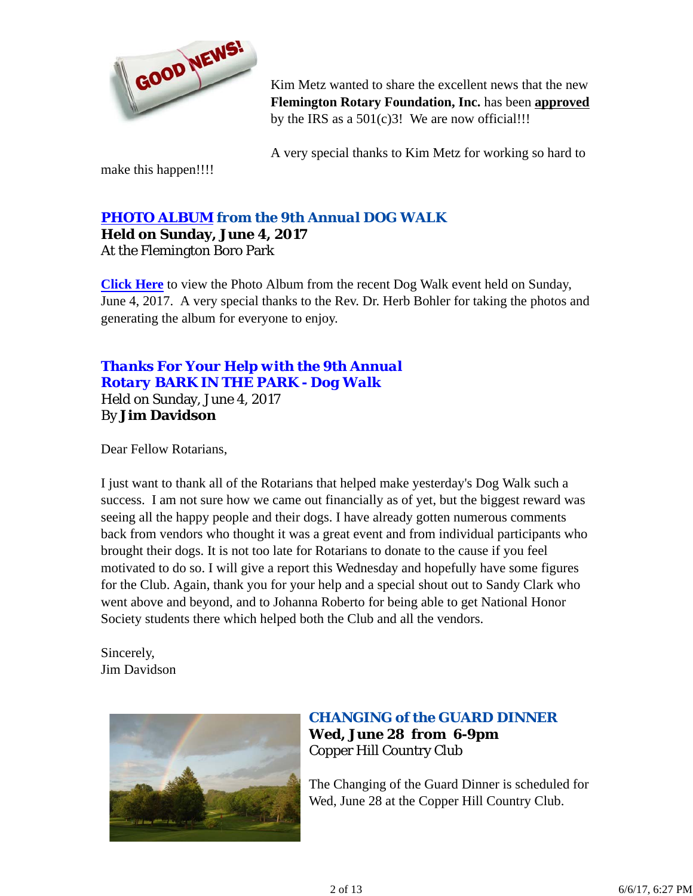Kim Metz wanted to share the excellent news that the new **Flemington Rotary Foundation, Inc.** has been **approved** by the IRS as a 501(c)3! We are now official!!!

A very special thanks to Kim Metz for working so hard to make this happen!!!!

## ***PHOTO ALBUM from the 9th Annual DOG WALK***

**Held on Sunday, June 4, 2017**
At the Flemington Boro Park

**Click Here** to view the Photo Album from the recent Dog Walk event held on Sunday, June 4, 2017. A very special thanks to the Rev. Dr. Herb Bohler for taking the photos and generating the album for everyone to enjoy.

## ***Thanks For Your Help with the 9th Annual Rotary BARK IN THE PARK - Dog Walk***

Held on Sunday, June 4, 2017
By **Jim Davidson**

Dear Fellow Rotarians,

I just want to thank all of the Rotarians that helped make yesterday's Dog Walk such a success. I am not sure how we came out financially as of yet, but the biggest reward was seeing all the happy people and their dogs. I have already gotten numerous comments back from vendors who thought it was a great event and from individual participants who brought their dogs. It is not too late for Rotarians to donate to the cause if you feel motivated to do so. I will give a report this Wednesday and hopefully have some figures for the Club. Again, thank you for your help and a special shout out to Sandy Clark who went above and beyond, and to Johanna Roberto for being able to get National Honor Society students there which helped both the Club and all the vendors.

Sincerely,
Jim Davidson

## ***CHANGING of the GUARD DINNER***

**Wed, June 28 from 6-9pm**
Copper Hill Country Club

The Changing of the Guard Dinner is scheduled for Wed, June 28 at the Copper Hill Country Club.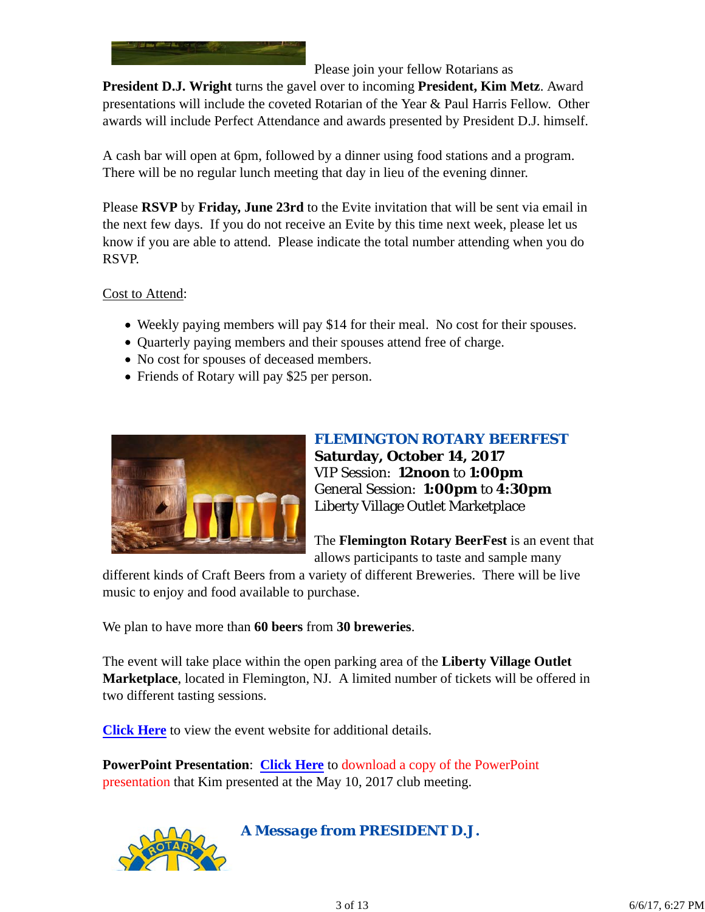Please join your fellow Rotarians as **President D.J. Wright** turns the gavel over to incoming **President, Kim Metz**. Award presentations will include the coveted Rotarian of the Year & Paul Harris Fellow. Other awards will include Perfect Attendance and awards presented by President D.J. himself.

A cash bar will open at 6pm, followed by a dinner using food stations and a program. There will be no regular lunch meeting that day in lieu of the evening dinner.

Please **RSVP** by **Friday, June 23rd** to the Evite invitation that will be sent via email in the next few days. If you do not receive an Evite by this time next week, please let us know if you are able to attend. Please indicate the total number attending when you do RSVP.

Cost to Attend:

- Weekly paying members will pay $14 for their meal. No cost for their spouses.
- Quarterly paying members and their spouses attend free of charge.
- No cost for spouses of deceased members.
- Friends of Rotary will pay $25 per person.

## FLEMINGTON ROTARY BEERFEST

**Saturday, October 14, 2017**
VIP Session: **12noon** to **1:00pm**
General Session: **1:00pm** to **4:30pm**
Liberty Village Outlet Marketplace

The **Flemington Rotary BeerFest** is an event that allows participants to taste and sample many different kinds of Craft Beers from a variety of different Breweries. There will be live music to enjoy and food available to purchase.

We plan to have more than **60 beers** from **30 breweries**.

The event will take place within the open parking area of the **Liberty Village Outlet Marketplace**, located in Flemington, NJ. A limited number of tickets will be offered in two different tasting sessions.

**Click Here** to view the event website for additional details.

**PowerPoint Presentation**: **Click Here** to download a copy of the PowerPoint presentation that Kim presented at the May 10, 2017 club meeting.

## A Message from PRESIDENT D.J.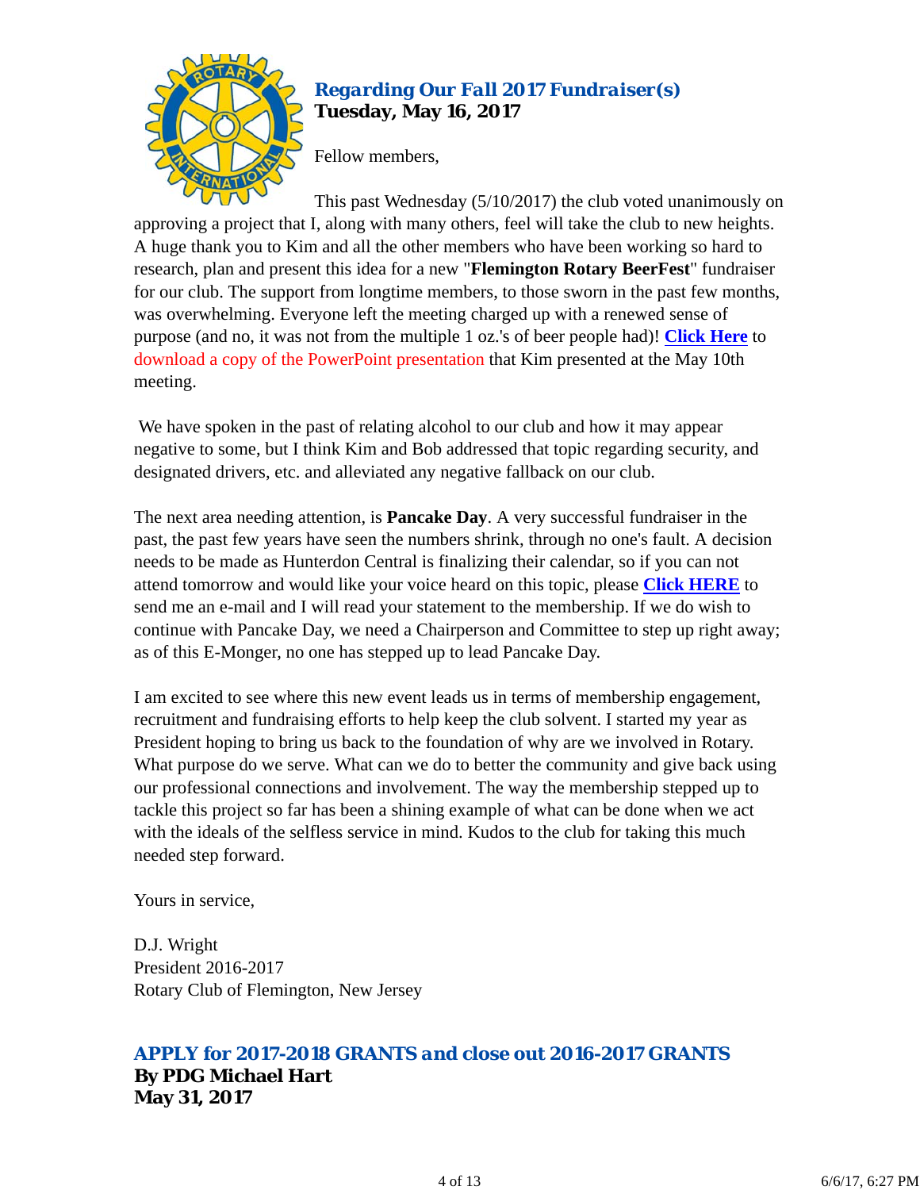## *Regarding Our Fall 2017 Fundraiser(s)*
**Tuesday, May 16, 2017**

Fellow members,

This past Wednesday (5/10/2017) the club voted unanimously on approving a project that I, along with many others, feel will take the club to new heights. A huge thank you to Kim and all the other members who have been working so hard to research, plan and present this idea for a new "**Flemington Rotary BeerFest**" fundraiser for our club. The support from longtime members, to those sworn in the past few months, was overwhelming. Everyone left the meeting charged up with a renewed sense of purpose (and no, it was not from the multiple 1 oz.'s of beer people had)! **Click Here** to download a copy of the PowerPoint presentation that Kim presented at the May 10th meeting.

We have spoken in the past of relating alcohol to our club and how it may appear negative to some, but I think Kim and Bob addressed that topic regarding security, and designated drivers, etc. and alleviated any negative fallback on our club.

The next area needing attention, is **Pancake Day**. A very successful fundraiser in the past, the past few years have seen the numbers shrink, through no one's fault. A decision needs to be made as Hunterdon Central is finalizing their calendar, so if you can not attend tomorrow and would like your voice heard on this topic, please **Click HERE** to send me an e-mail and I will read your statement to the membership. If we do wish to continue with Pancake Day, we need a Chairperson and Committee to step up right away; as of this E-Monger, no one has stepped up to lead Pancake Day.

I am excited to see where this new event leads us in terms of membership engagement, recruitment and fundraising efforts to help keep the club solvent. I started my year as President hoping to bring us back to the foundation of why are we involved in Rotary. What purpose do we serve. What can we do to better the community and give back using our professional connections and involvement. The way the membership stepped up to tackle this project so far has been a shining example of what can be done when we act with the ideals of the selfless service in mind. Kudos to the club for taking this much needed step forward.

Yours in service,

D.J. Wright
President 2016-2017
Rotary Club of Flemington, New Jersey

## *APPLY for 2017-2018 GRANTS and close out 2016-2017 GRANTS*
**By PDG Michael Hart**
**May 31, 2017**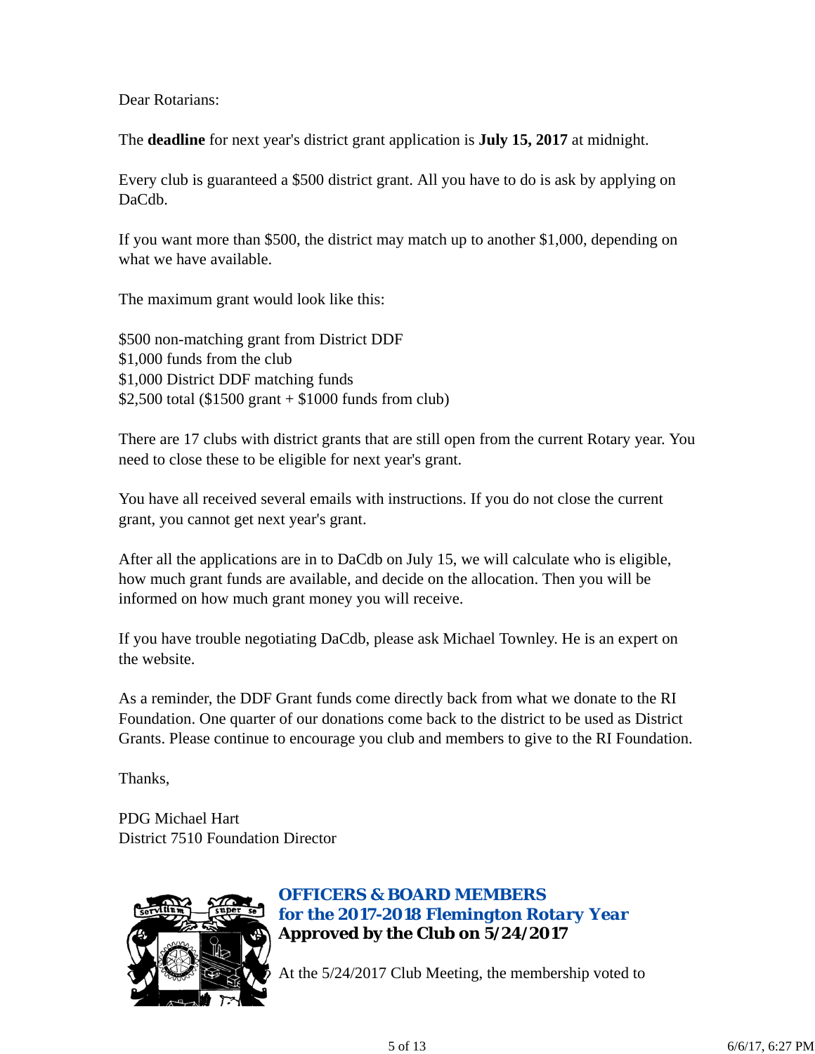Dear Rotarians:

The **deadline** for next year's district grant application is **July 15, 2017** at midnight.

Every club is guaranteed a $500 district grant. All you have to do is ask by applying on DaCdb.

If you want more than $500, the district may match up to another $1,000, depending on what we have available.

The maximum grant would look like this:

$500 non-matching grant from District DDF
$1,000 funds from the club
$1,000 District DDF matching funds
$2,500 total ($1500 grant + $1000 funds from club)

There are 17 clubs with district grants that are still open from the current Rotary year. You need to close these to be eligible for next year's grant.

You have all received several emails with instructions. If you do not close the current grant, you cannot get next year's grant.

After all the applications are in to DaCdb on July 15, we will calculate who is eligible, how much grant funds are available, and decide on the allocation. Then you will be informed on how much grant money you will receive.

If you have trouble negotiating DaCdb, please ask Michael Townley. He is an expert on the website.

As a reminder, the DDF Grant funds come directly back from what we donate to the RI Foundation. One quarter of our donations come back to the district to be used as District Grants. Please continue to encourage you club and members to give to the RI Foundation.

Thanks,

PDG Michael Hart
District 7510 Foundation Director

### *OFFICERS & BOARD MEMBERS for the 2017-2018 Flemington Rotary Year*
### Approved by the Club on 5/24/2017

At the 5/24/2017 Club Meeting, the membership voted to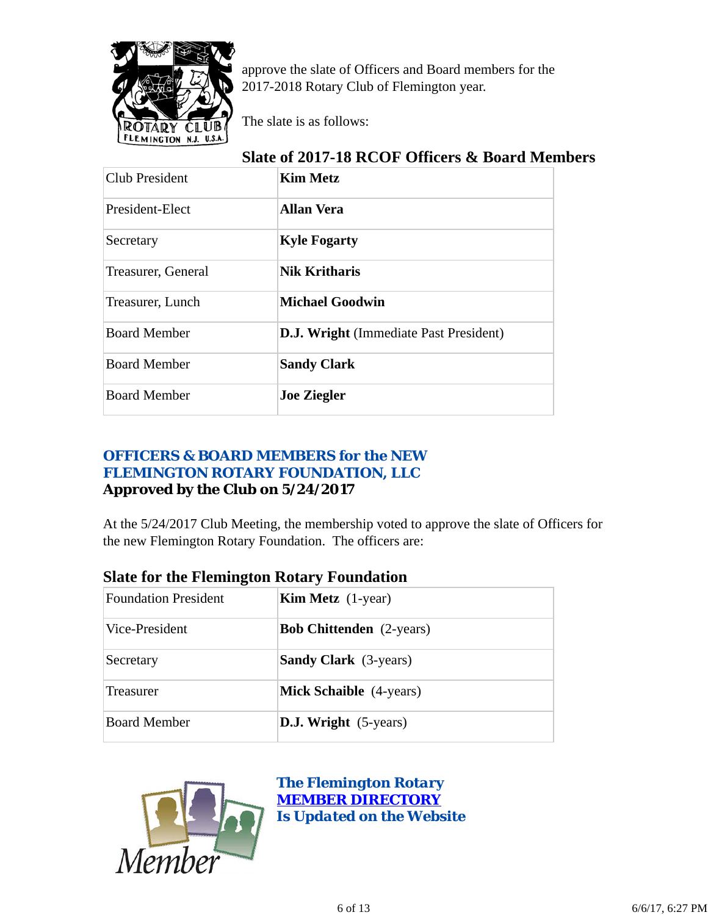approve the slate of Officers and Board members for the 2017-2018 Rotary Club of Flemington year.

The slate is as follows:

### Slate of 2017-18 RCOF Officers & Board Members

| | |
|---|---|
| Club President | **Kim Metz** |
| President-Elect | **Allan Vera** |
| Secretary | **Kyle Fogarty** |
| Treasurer, General | **Nik Kritharis** |
| Treasurer, Lunch | **Michael Goodwin** |
| Board Member | **D.J. Wright** (Immediate Past President) |
| Board Member | **Sandy Clark** |
| Board Member | **Joe Ziegler** |

## OFFICERS & BOARD MEMBERS for the NEW FLEMINGTON ROTARY FOUNDATION, LLC

**Approved by the Club on 5/24/2017**

At the 5/24/2017 Club Meeting, the membership voted to approve the slate of Officers for the new Flemington Rotary Foundation. The officers are:

### Slate for the Flemington Rotary Foundation

| | |
|---|---|
| Foundation President | **Kim Metz** (1-year) |
| Vice-President | **Bob Chittenden** (2-years) |
| Secretary | **Sandy Clark** (3-years) |
| Treasurer | **Mick Schaible** (4-years) |
| Board Member | **D.J. Wright** (5-years) |

**The Flemington Rotary MEMBER DIRECTORY Is Updated on the Website**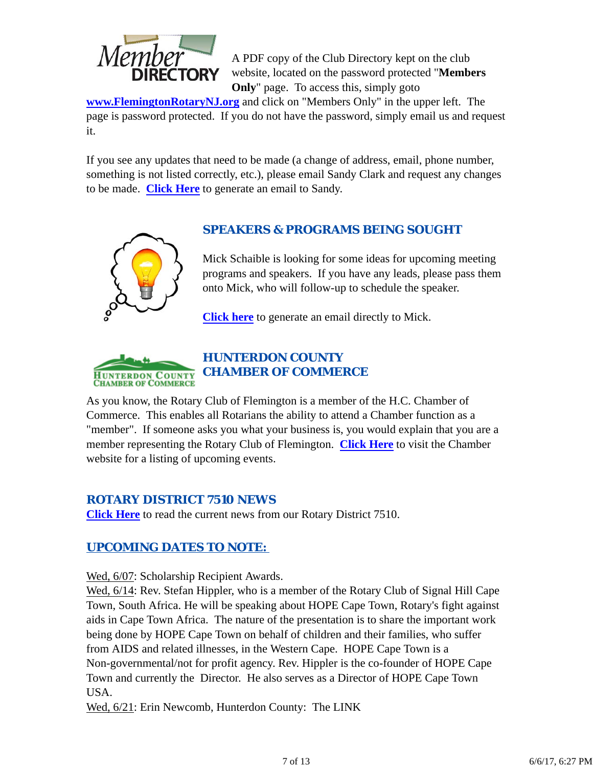A PDF copy of the Club Directory kept on the club website, located on the password protected "**Members Only**" page. To access this, simply goto **www.FlemingtonRotaryNJ.org** and click on "Members Only" in the upper left. The page is password protected. If you do not have the password, simply email us and request it.

If you see any updates that need to be made (a change of address, email, phone number, something is not listed correctly, etc.), please email Sandy Clark and request any changes to be made. **Click Here** to generate an email to Sandy.

## SPEAKERS & PROGRAMS BEING SOUGHT

Mick Schaible is looking for some ideas for upcoming meeting programs and speakers. If you have any leads, please pass them onto Mick, who will follow-up to schedule the speaker.

**Click here** to generate an email directly to Mick.

## HUNTERDON COUNTY CHAMBER OF COMMERCE

As you know, the Rotary Club of Flemington is a member of the H.C. Chamber of Commerce. This enables all Rotarians the ability to attend a Chamber function as a "member". If someone asks you what your business is, you would explain that you are a member representing the Rotary Club of Flemington. **Click Here** to visit the Chamber website for a listing of upcoming events.

## ROTARY DISTRICT 7510 NEWS

**Click Here** to read the current news from our Rotary District 7510.

## UPCOMING DATES TO NOTE:

Wed, 6/07: Scholarship Recipient Awards.
Wed, 6/14: Rev. Stefan Hippler, who is a member of the Rotary Club of Signal Hill Cape Town, South Africa. He will be speaking about HOPE Cape Town, Rotary's fight against aids in Cape Town Africa. The nature of the presentation is to share the important work being done by HOPE Cape Town on behalf of children and their families, who suffer from AIDS and related illnesses, in the Western Cape. HOPE Cape Town is a Non-governmental/not for profit agency. Rev. Hippler is the co-founder of HOPE Cape Town and currently the Director. He also serves as a Director of HOPE Cape Town USA.
Wed, 6/21: Erin Newcomb, Hunterdon County: The LINK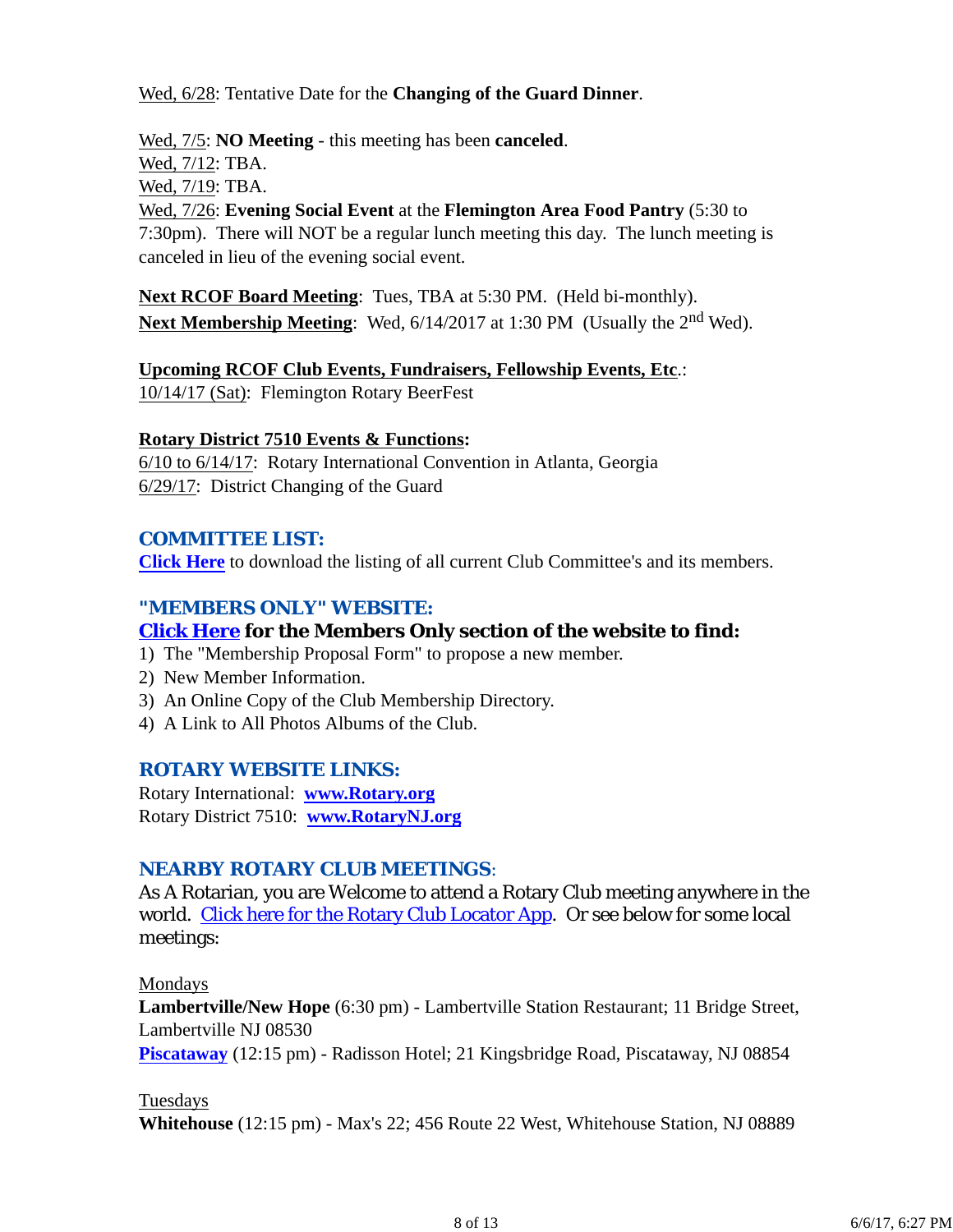Wed, 6/28: Tentative Date for the **Changing of the Guard Dinner**.

Wed, 7/5: **NO Meeting** - this meeting has been **canceled**.
Wed, 7/12: TBA.
Wed, 7/19: TBA.
Wed, 7/26: **Evening Social Event** at the **Flemington Area Food Pantry** (5:30 to 7:30pm). There will NOT be a regular lunch meeting this day. The lunch meeting is canceled in lieu of the evening social event.

**Next RCOF Board Meeting**: Tues, TBA at 5:30 PM. (Held bi-monthly).
**Next Membership Meeting**: Wed, 6/14/2017 at 1:30 PM (Usually the 2nd Wed).

**Upcoming RCOF Club Events, Fundraisers, Fellowship Events, Etc**.:
10/14/17 (Sat): Flemington Rotary BeerFest

**Rotary District 7510 Events & Functions:**
6/10 to 6/14/17: Rotary International Convention in Atlanta, Georgia
6/29/17: District Changing of the Guard

## COMMITTEE LIST:

**Click Here** to download the listing of all current Club Committee's and its members.

## "MEMBERS ONLY" WEBSITE:

**Click Here for the Members Only section of the website to find:**

1) The "Membership Proposal Form" to propose a new member.
2) New Member Information.
3) An Online Copy of the Club Membership Directory.
4) A Link to All Photos Albums of the Club.

## ROTARY WEBSITE LINKS:

Rotary International: **www.Rotary.org**
Rotary District 7510: **www.RotaryNJ.org**

## NEARBY ROTARY CLUB MEETINGS:

As A Rotarian, you are Welcome to attend a Rotary Club meeting anywhere in the world. Click here for the Rotary Club Locator App. Or see below for some local meetings:

Mondays
**Lambertville/New Hope** (6:30 pm) - Lambertville Station Restaurant; 11 Bridge Street, Lambertville NJ 08530
**Piscataway** (12:15 pm) - Radisson Hotel; 21 Kingsbridge Road, Piscataway, NJ 08854

Tuesdays
**Whitehouse** (12:15 pm) - Max's 22; 456 Route 22 West, Whitehouse Station, NJ 08889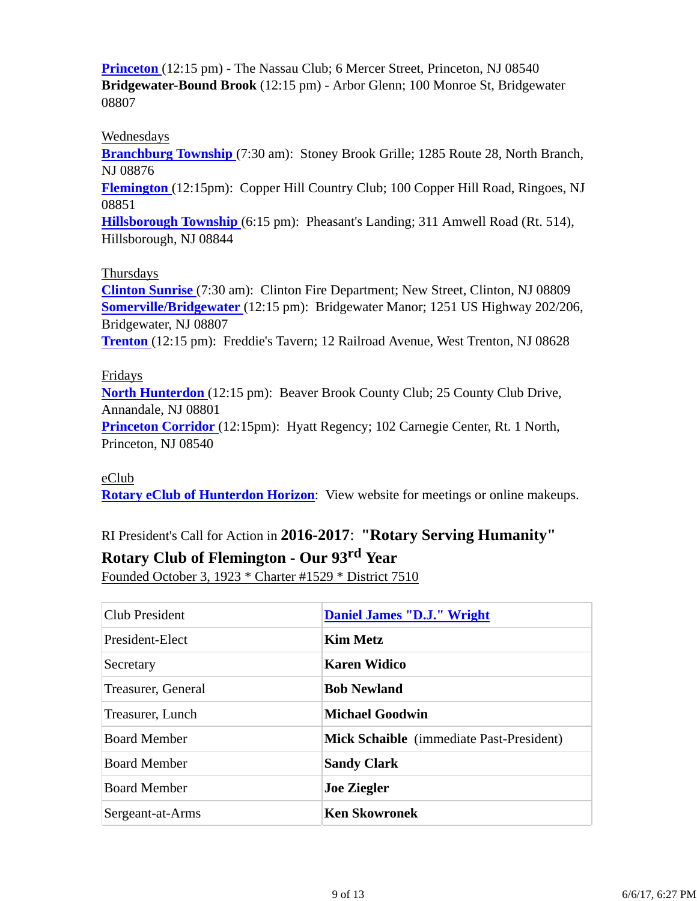**Princeton** (12:15 pm) - The Nassau Club; 6 Mercer Street, Princeton, NJ 08540
**Bridgewater-Bound Brook** (12:15 pm) - Arbor Glenn; 100 Monroe St, Bridgewater 08807

Wednesdays
**Branchburg Township** (7:30 am): Stoney Brook Grille; 1285 Route 28, North Branch, NJ 08876
**Flemington** (12:15pm): Copper Hill Country Club; 100 Copper Hill Road, Ringoes, NJ 08851
**Hillsborough Township** (6:15 pm): Pheasant's Landing; 311 Amwell Road (Rt. 514), Hillsborough, NJ 08844

Thursdays
**Clinton Sunrise** (7:30 am): Clinton Fire Department; New Street, Clinton, NJ 08809
**Somerville/Bridgewater** (12:15 pm): Bridgewater Manor; 1251 US Highway 202/206, Bridgewater, NJ 08807
**Trenton** (12:15 pm): Freddie's Tavern; 12 Railroad Avenue, West Trenton, NJ 08628

Fridays
**North Hunterdon** (12:15 pm): Beaver Brook County Club; 25 County Club Drive, Annandale, NJ 08801
**Princeton Corridor** (12:15pm): Hyatt Regency; 102 Carnegie Center, Rt. 1 North, Princeton, NJ 08540

eClub
**Rotary eClub of Hunterdon Horizon**: View website for meetings or online makeups.

RI President's Call for Action in **2016-2017**: **"Rotary Serving Humanity"**

**Rotary Club of Flemington - Our 93rd Year**

Founded October 3, 1923 * Charter #1529 * District 7510

| Club President | **Daniel James "D.J." Wright** |
|---|---|
| President-Elect | **Kim Metz** |
| Secretary | **Karen Widico** |
| Treasurer, General | **Bob Newland** |
| Treasurer, Lunch | **Michael Goodwin** |
| Board Member | **Mick Schaible** (immediate Past-President) |
| Board Member | **Sandy Clark** |
| Board Member | **Joe Ziegler** |
| Sergeant-at-Arms | **Ken Skowronek** |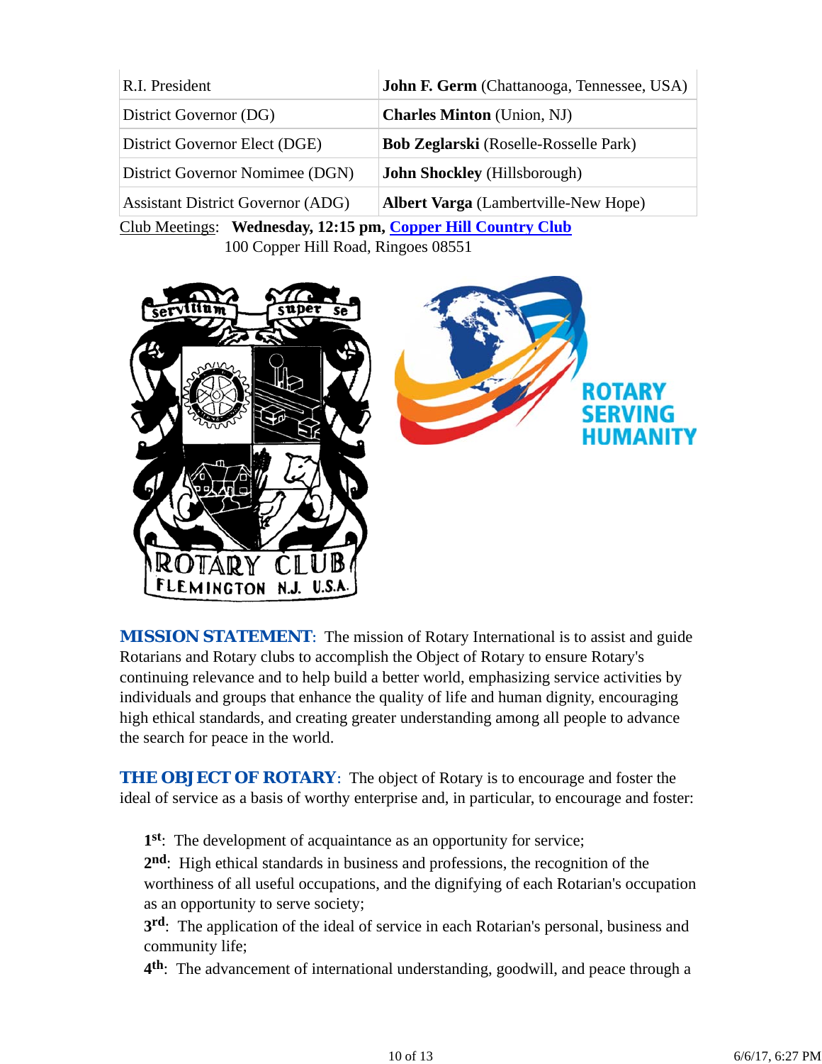| R.I. President | **John F. Germ** (Chattanooga, Tennessee, USA) |
|---|---|
| District Governor (DG) | **Charles Minton** (Union, NJ) |
| District Governor Elect (DGE) | **Bob Zeglarski** (Roselle-Rosselle Park) |
| District Governor Nomimee (DGN) | **John Shockley** (Hillsborough) |
| Assistant District Governor (ADG) | **Albert Varga** (Lambertville-New Hope) |

Club Meetings: **Wednesday, 12:15 pm, Copper Hill Country Club**
100 Copper Hill Road, Ringoes 08551

**MISSION STATEMENT**: The mission of Rotary International is to assist and guide Rotarians and Rotary clubs to accomplish the Object of Rotary to ensure Rotary's continuing relevance and to help build a better world, emphasizing service activities by individuals and groups that enhance the quality of life and human dignity, encouraging high ethical standards, and creating greater understanding among all people to advance the search for peace in the world.

**THE OBJECT OF ROTARY**: The object of Rotary is to encourage and foster the ideal of service as a basis of worthy enterprise and, in particular, to encourage and foster:

**1st**: The development of acquaintance as an opportunity for service;
**2nd**: High ethical standards in business and professions, the recognition of the worthiness of all useful occupations, and the dignifying of each Rotarian's occupation as an opportunity to serve society;
**3rd**: The application of the ideal of service in each Rotarian's personal, business and community life;
**4th**: The advancement of international understanding, goodwill, and peace through a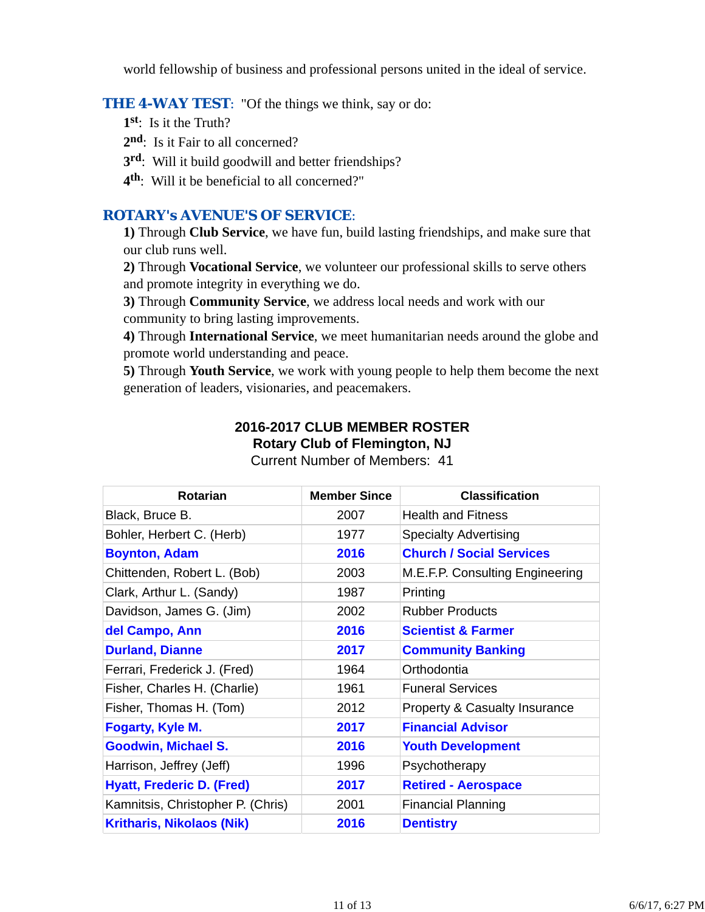world fellowship of business and professional persons united in the ideal of service.

**THE 4-WAY TEST**: "Of the things we think, say or do:

**1st**: Is it the Truth?
**2nd**: Is it Fair to all concerned?
**3rd**: Will it build goodwill and better friendships?
**4th**: Will it be beneficial to all concerned?"

**ROTARY's AVENUE'S OF SERVICE**:

**1)** Through **Club Service**, we have fun, build lasting friendships, and make sure that our club runs well.
**2)** Through **Vocational Service**, we volunteer our professional skills to serve others and promote integrity in everything we do.
**3)** Through **Community Service**, we address local needs and work with our community to bring lasting improvements.
**4)** Through **International Service**, we meet humanitarian needs around the globe and promote world understanding and peace.
**5)** Through **Youth Service**, we work with young people to help them become the next generation of leaders, visionaries, and peacemakers.

**2016-2017 CLUB MEMBER ROSTER**
**Rotary Club of Flemington, NJ**
Current Number of Members: 41

| Rotarian | Member Since | Classification |
|---|---|---|
| Black, Bruce B. | 2007 | Health and Fitness |
| Bohler, Herbert C. (Herb) | 1977 | Specialty Advertising |
| **Boynton, Adam** | **2016** | **Church / Social Services** |
| Chittenden, Robert L. (Bob) | 2003 | M.E.F.P. Consulting Engineering |
| Clark, Arthur L. (Sandy) | 1987 | Printing |
| Davidson, James G. (Jim) | 2002 | Rubber Products |
| **del Campo, Ann** | **2016** | **Scientist & Farmer** |
| **Durland, Dianne** | **2017** | **Community Banking** |
| Ferrari, Frederick J. (Fred) | 1964 | Orthodontia |
| Fisher, Charles H. (Charlie) | 1961 | Funeral Services |
| Fisher, Thomas H. (Tom) | 2012 | Property & Casualty Insurance |
| **Fogarty, Kyle M.** | **2017** | **Financial Advisor** |
| **Goodwin, Michael S.** | **2016** | **Youth Development** |
| Harrison, Jeffrey (Jeff) | 1996 | Psychotherapy |
| **Hyatt, Frederic D. (Fred)** | **2017** | **Retired - Aerospace** |
| Kamnitsis, Christopher P. (Chris) | 2001 | Financial Planning |
| **Kritharis, Nikolaos (Nik)** | **2016** | **Dentistry** |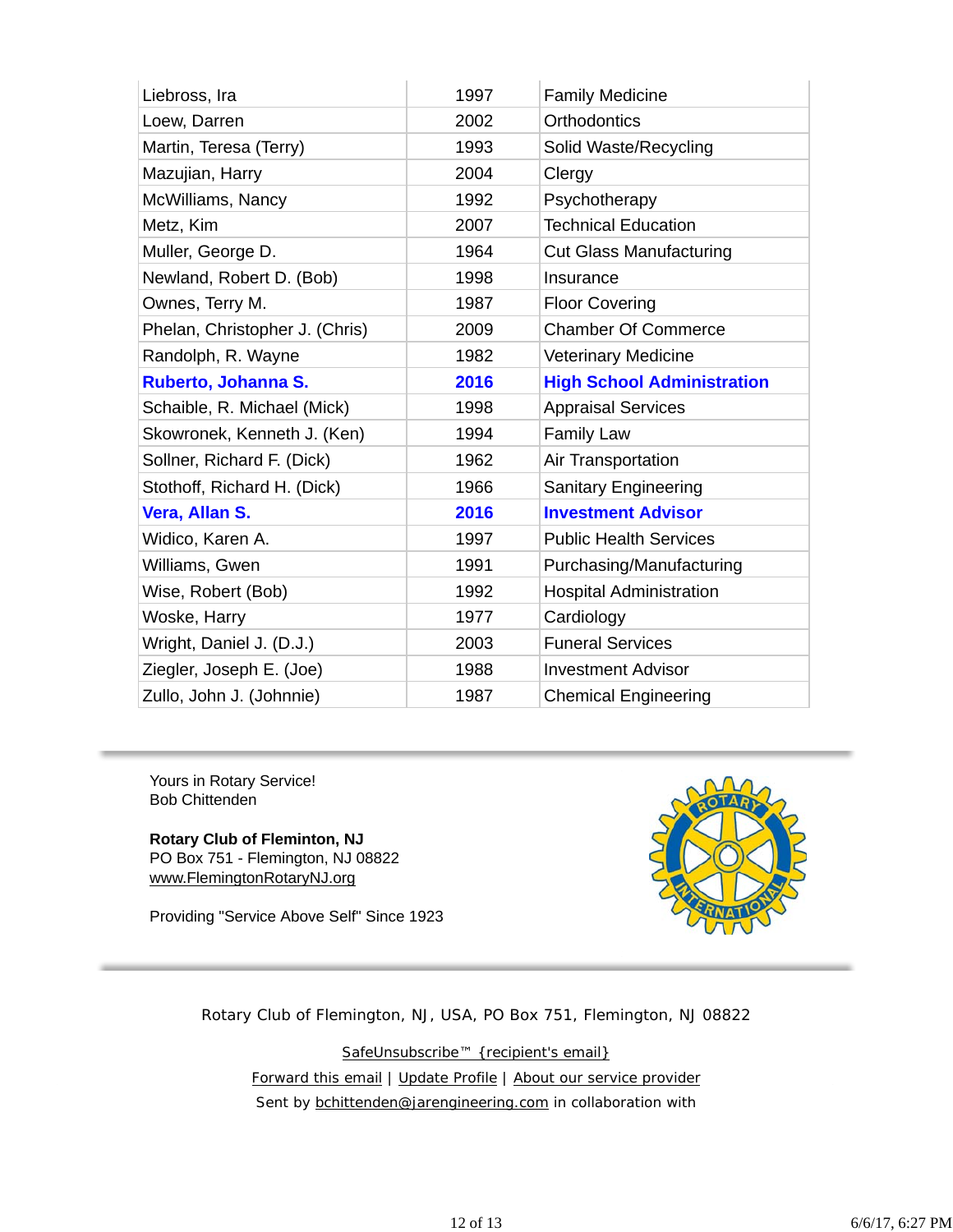| | | |
|---|---|---|
| Liebross, Ira | 1997 | Family Medicine |
| Loew, Darren | 2002 | Orthodontics |
| Martin, Teresa (Terry) | 1993 | Solid Waste/Recycling |
| Mazujian, Harry | 2004 | Clergy |
| McWilliams, Nancy | 1992 | Psychotherapy |
| Metz, Kim | 2007 | Technical Education |
| Muller, George D. | 1964 | Cut Glass Manufacturing |
| Newland, Robert D. (Bob) | 1998 | Insurance |
| Ownes, Terry M. | 1987 | Floor Covering |
| Phelan, Christopher J. (Chris) | 2009 | Chamber Of Commerce |
| Randolph, R. Wayne | 1982 | Veterinary Medicine |
| **Ruberto, Johanna S.** | **2016** | **High School Administration** |
| Schaible, R. Michael (Mick) | 1998 | Appraisal Services |
| Skowronek, Kenneth J. (Ken) | 1994 | Family Law |
| Sollner, Richard F. (Dick) | 1962 | Air Transportation |
| Stothoff, Richard H. (Dick) | 1966 | Sanitary Engineering |
| **Vera, Allan S.** | **2016** | **Investment Advisor** |
| Widico, Karen A. | 1997 | Public Health Services |
| Williams, Gwen | 1991 | Purchasing/Manufacturing |
| Wise, Robert (Bob) | 1992 | Hospital Administration |
| Woske, Harry | 1977 | Cardiology |
| Wright, Daniel J. (D.J.) | 2003 | Funeral Services |
| Ziegler, Joseph E. (Joe) | 1988 | Investment Advisor |
| Zullo, John J. (Johnnie) | 1987 | Chemical Engineering |

Yours in Rotary Service!
Bob Chittenden

**Rotary Club of Fleminton, NJ**
PO Box 751 - Flemington, NJ 08822
www.FlemingtonRotaryNJ.org

Providing "Service Above Self" Since 1923

Rotary Club of Flemington, NJ, USA, PO Box 751, Flemington, NJ 08822

SafeUnsubscribe™ {recipient's email}

Forward this email | Update Profile | About our service provider

Sent by bchittenden@jarengineering.com in collaboration with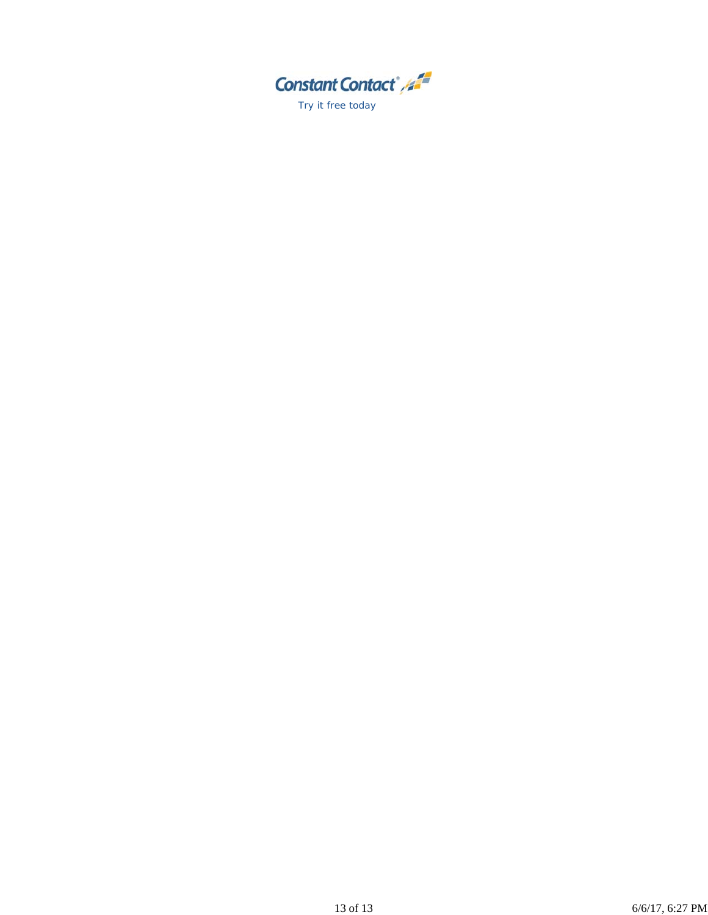Constant Contact®

Try it free today